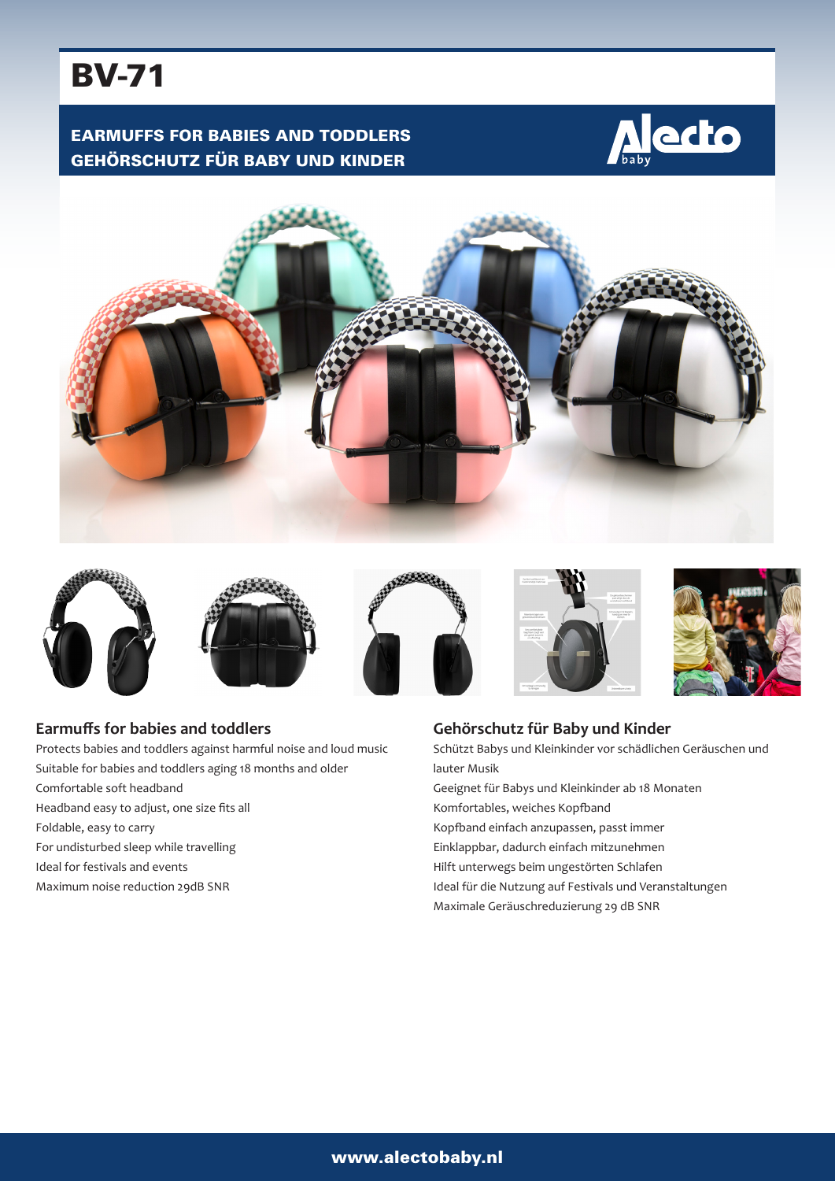# BV-71

## EARMUFFS FOR BABIES AND TODDLERS
## GEHÖRSCHUTZ FÜR BABY UND KINDER

Alecto baby

### Earmuffs for babies and toddlers

Protects babies and toddlers against harmful noise and loud music
Suitable for babies and toddlers aging 18 months and older
Comfortable soft headband
Headband easy to adjust, one size fits all
Foldable, easy to carry
For undisturbed sleep while travelling
Ideal for festivals and events
Maximum noise reduction 29dB SNR

### Gehörschutz für Baby und Kinder

Schützt Babys und Kleinkinder vor schädlichen Geräuschen und lauter Musik
Geeignet für Babys und Kleinkinder ab 18 Monaten
Komfortables, weiches Kopfband
Kopfband einfach anzupassen, passt immer
Einklappbar, dadurch einfach mitzunehmen
Hilft unterwegs beim ungestörten Schlafen
Ideal für die Nutzung auf Festivals und Veranstaltungen
Maximale Geräuschreduzierung 29 dB SNR

www.alectobaby.nl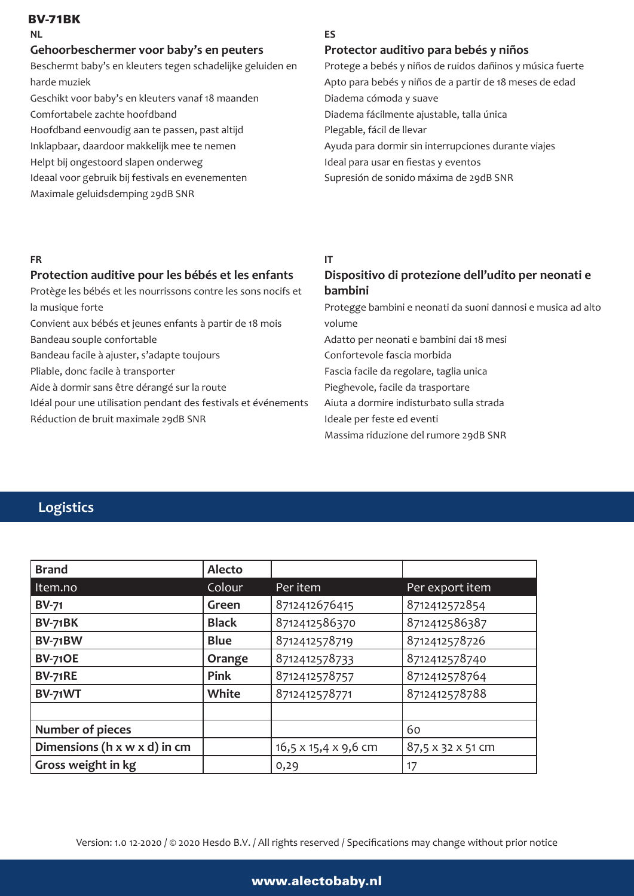# BV-71BK

## NL

### Gehoorbeschermer voor baby's en peuters

Beschermt baby's en kleuters tegen schadelijke geluiden en harde muziek
Geschikt voor baby's en kleuters vanaf 18 maanden
Comfortabele zachte hoofdband
Hoofdband eenvoudig aan te passen, past altijd
Inklapbaar, daardoor makkelijk mee te nemen
Helpt bij ongestoord slapen onderweg
Ideaal voor gebruik bij festivals en evenementen
Maximale geluidsdemping 29dB SNR

## ES

### Protector auditivo para bebés y niños

Protege a bebés y niños de ruidos dañinos y música fuerte
Apto para bebés y niños de a partir de 18 meses de edad
Diadema cómoda y suave
Diadema fácilmente ajustable, talla única
Plegable, fácil de llevar
Ayuda para dormir sin interrupciones durante viajes
Ideal para usar en fiestas y eventos
Supresión de sonido máxima de 29dB SNR

## FR

### Protection auditive pour les bébés et les enfants

Protège les bébés et les nourrissons contre les sons nocifs et la musique forte
Convient aux bébés et jeunes enfants à partir de 18 mois
Bandeau souple confortable
Bandeau facile à ajuster, s'adapte toujours
Pliable, donc facile à transporter
Aide à dormir sans être dérangé sur la route
Idéal pour une utilisation pendant des festivals et événements
Réduction de bruit maximale 29dB SNR

## IT

### Dispositivo di protezione dell'udito per neonati e bambini

Protegge bambini e neonati da suoni dannosi e musica ad alto volume
Adatto per neonati e bambini dai 18 mesi
Confortevole fascia morbida
Fascia facile da regolare, taglia unica
Pieghevole, facile da trasportare
Aiuta a dormire indisturbato sulla strada
Ideale per feste ed eventi
Massima riduzione del rumore 29dB SNR

## Logistics

| **Brand** | **Alecto** | | |
|---|---|---|---|
| Item.no | Colour | Per item | Per export item |
| **BV-71** | **Green** | 8712412676415 | 8712412572854 |
| **BV-71BK** | **Black** | 8712412586370 | 8712412586387 |
| **BV-71BW** | **Blue** | 8712412578719 | 8712412578726 |
| **BV-71OE** | **Orange** | 8712412578733 | 8712412578740 |
| **BV-71RE** | **Pink** | 8712412578757 | 8712412578764 |
| **BV-71WT** | **White** | 8712412578771 | 8712412578788 |
| | | | |
| **Number of pieces** | | | 60 |
| **Dimensions (h x w x d) in cm** | | 16,5 x 15,4 x 9,6 cm | 87,5 x 32 x 51 cm |
| **Gross weight in kg** | | 0,29 | 17 |

Version: 1.0 12-2020 / © 2020 Hesdo B.V. / All rights reserved / Specifications may change without prior notice

**www.alectobaby.nl**